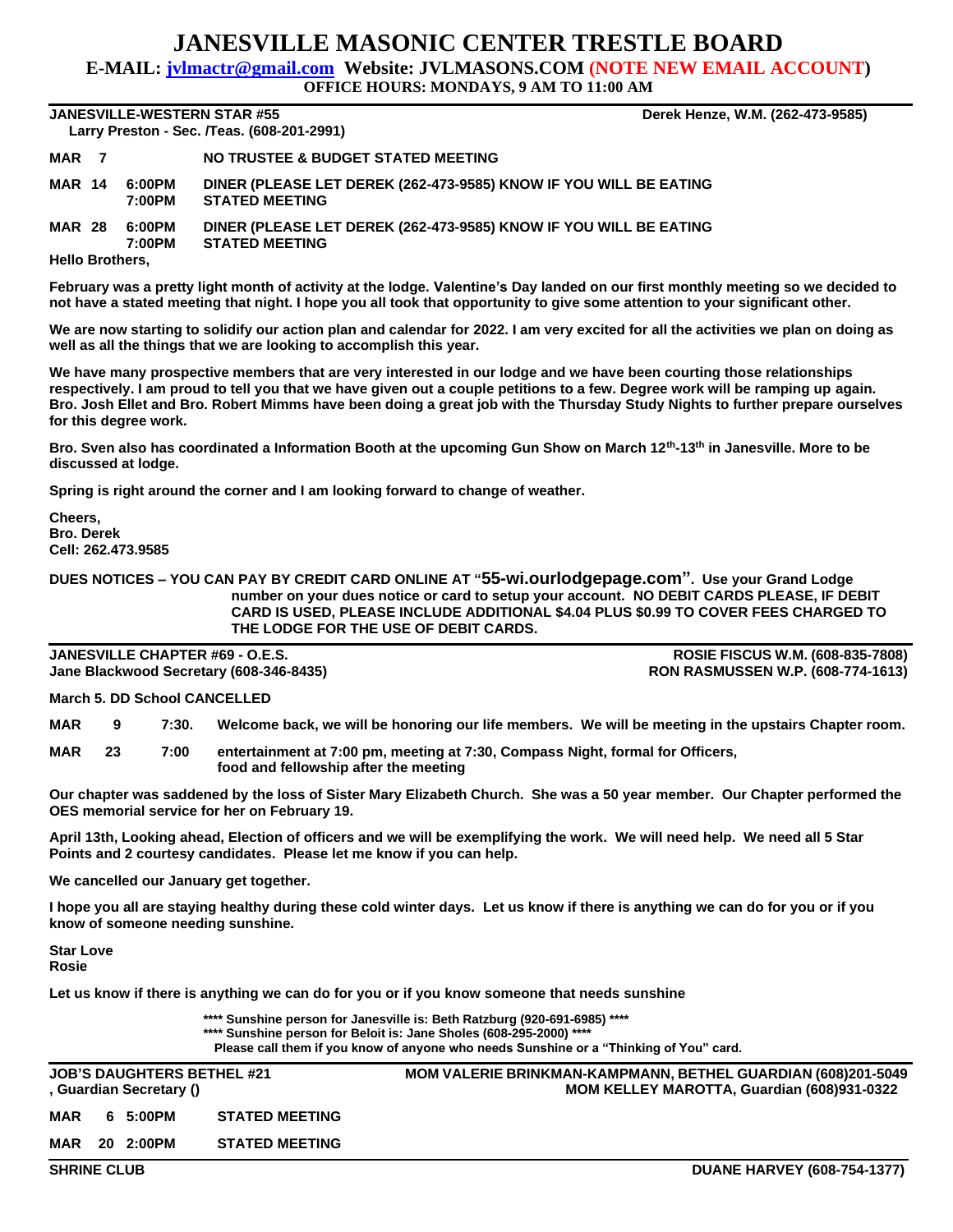# JANESVILLE MASONIC CENTER TRESTLE BOARD

**E-MAIL: jvlmactr@gmail.com Website: JVLMASONS.COM (NOTE NEW EMAIL ACCOUNT)**

**OFFICE HOURS: MONDAYS, 9 AM TO 11:00 AM**

---

**JANESVILLE-WESTERN STAR #55** — **Derek Henze, W.M. (262-473-9585)**

**Larry Preston - Sec. /Teas. (608-201-2991)**

**MAR 7** — **NO TRUSTEE & BUDGET STATED MEETING**

**MAR 14** — **6:00PM** DINER (PLEASE LET DEREK (262-473-9585) KNOW IF YOU WILL BE EATING
**7:00PM** STATED MEETING

**MAR 28** — **6:00PM** DINER (PLEASE LET DEREK (262-473-9585) KNOW IF YOU WILL BE EATING
**7:00PM** STATED MEETING

**Hello Brothers,**

**February was a pretty light month of activity at the lodge. Valentine's Day landed on our first monthly meeting so we decided to not have a stated meeting that night. I hope you all took that opportunity to give some attention to your significant other.**

**We are now starting to solidify our action plan and calendar for 2022. I am very excited for all the activities we plan on doing as well as all the things that we are looking to accomplish this year.**

**We have many prospective members that are very interested in our lodge and we have been courting those relationships respectively. I am proud to tell you that we have given out a couple petitions to a few. Degree work will be ramping up again. Bro. Josh Ellet and Bro. Robert Mimms have been doing a great job with the Thursday Study Nights to further prepare ourselves for this degree work.**

**Bro. Sven also has coordinated a Information Booth at the upcoming Gun Show on March 12th-13th in Janesville. More to be discussed at lodge.**

**Spring is right around the corner and I am looking forward to change of weather.**

**Cheers,**
**Bro. Derek**
**Cell: 262.473.9585**

**DUES NOTICES – YOU CAN PAY BY CREDIT CARD ONLINE AT "55-wi.ourlodgepage.com". Use your Grand Lodge number on your dues notice or card to setup your account. NO DEBIT CARDS PLEASE, IF DEBIT CARD IS USED, PLEASE INCLUDE ADDITIONAL $4.04 PLUS $0.99 TO COVER FEES CHARGED TO THE LODGE FOR THE USE OF DEBIT CARDS.**

---

**JANESVILLE CHAPTER #69 - O.E.S.** — **ROSIE FISCUS W.M. (608-835-7808)**

**Jane Blackwood Secretary (608-346-8435)** — **RON RASMUSSEN W.P. (608-774-1613)**

**March 5. DD School CANCELLED**

**MAR 9 7:30.** Welcome back, we will be honoring our life members. We will be meeting in the upstairs Chapter room.

**MAR 23 7:00** entertainment at 7:00 pm, meeting at 7:30, Compass Night, formal for Officers, food and fellowship after the meeting

**Our chapter was saddened by the loss of Sister Mary Elizabeth Church. She was a 50 year member. Our Chapter performed the OES memorial service for her on February 19.**

**April 13th, Looking ahead, Election of officers and we will be exemplifying the work. We will need help. We need all 5 Star Points and 2 courtesy candidates. Please let me know if you can help.**

**We cancelled our January get together.**

**I hope you all are staying healthy during these cold winter days. Let us know if there is anything we can do for you or if you know of someone needing sunshine.**

**Star Love**
**Rosie**

**Let us know if there is anything we can do for you or if you know someone that needs sunshine**

**\*\*\*\* Sunshine person for Janesville is: Beth Ratzburg (920-691-6985) \*\*\*\***
**\*\*\*\* Sunshine person for Beloit is: Jane Sholes (608-295-2000) \*\*\*\***
**Please call them if you know of anyone who needs Sunshine or a "Thinking of You" card.**

---

**JOB'S DAUGHTERS BETHEL #21** — **MOM VALERIE BRINKMAN-KAMPMANN, BETHEL GUARDIAN (608)201-5049**

**, Guardian Secretary ()** — **MOM KELLEY MAROTTA, Guardian (608)931-0322**

**MAR 6 5:00PM** STATED MEETING

**MAR 20 2:00PM** STATED MEETING

---

**SHRINE CLUB** — **DUANE HARVEY (608-754-1377)**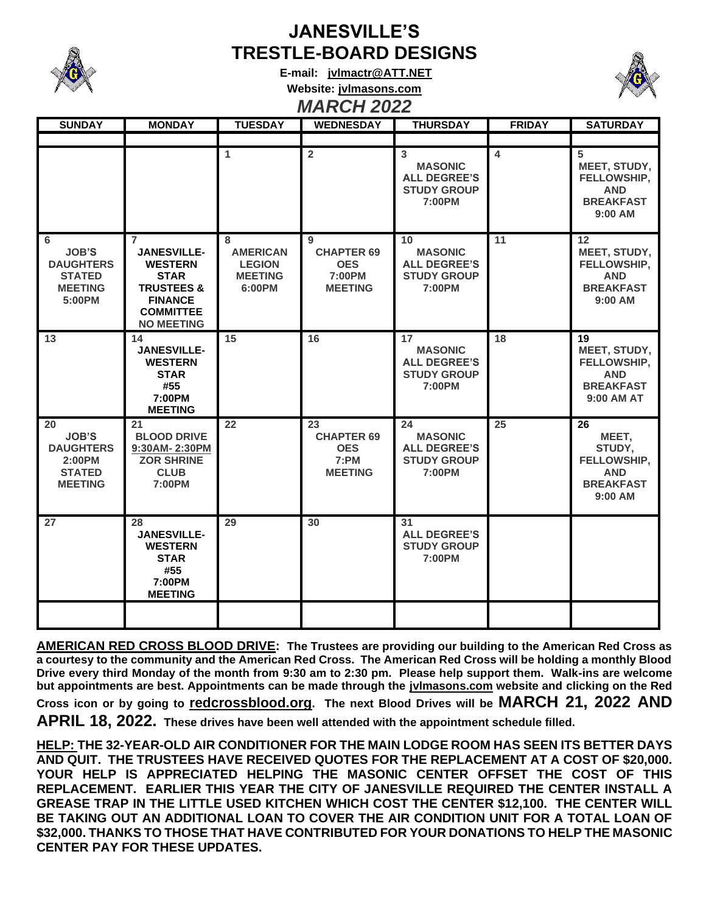# JANESVILLE'S
# TRESTLE-BOARD DESIGNS

**E-mail: jvlmactr@ATT.NET**

**Website: jvlmasons.com**

## *MARCH 2022*

| SUNDAY | MONDAY | TUESDAY | WEDNESDAY | THURSDAY | FRIDAY | SATURDAY |
|---|---|---|---|---|---|---|
| | | 1 | 2 | 3 MASONIC ALL DEGREE'S STUDY GROUP 7:00PM | 4 | 5 MEET, STUDY, FELLOWSHIP, AND BREAKFAST 9:00 AM |
| 6 JOB'S DAUGHTERS STATED MEETING 5:00PM | 7 JANESVILLE-WESTERN STAR TRUSTEES & FINANCE COMMITTEE NO MEETING | 8 AMERICAN LEGION MEETING 6:00PM | 9 CHAPTER 69 OES 7:00PM MEETING | 10 MASONIC ALL DEGREE'S STUDY GROUP 7:00PM | 11 | 12 MEET, STUDY, FELLOWSHIP, AND BREAKFAST 9:00 AM |
| 13 | 14 JANESVILLE-WESTERN STAR #55 7:00PM MEETING | 15 | 16 | 17 MASONIC ALL DEGREE'S STUDY GROUP 7:00PM | 18 | 19 MEET, STUDY, FELLOWSHIP, AND BREAKFAST 9:00 AM AT |
| 20 JOB'S DAUGHTERS 2:00PM STATED MEETING | 21 BLOOD DRIVE 9:30AM- 2:30PM ZOR SHRINE CLUB 7:00PM | 22 | 23 CHAPTER 69 OES 7:PM MEETING | 24 MASONIC ALL DEGREE'S STUDY GROUP 7:00PM | 25 | 26 MEET, STUDY, FELLOWSHIP, AND BREAKFAST 9:00 AM |
| 27 | 28 JANESVILLE-WESTERN STAR #55 7:00PM MEETING | 29 | 30 | 31 ALL DEGREE'S STUDY GROUP 7:00PM | | |

**AMERICAN RED CROSS BLOOD DRIVE: The Trustees are providing our building to the American Red Cross as a courtesy to the community and the American Red Cross. The American Red Cross will be holding a monthly Blood Drive every third Monday of the month from 9:30 am to 2:30 pm. Please help support them. Walk-ins are welcome but appointments are best. Appointments can be made through the jvlmasons.com website and clicking on the Red Cross icon or by going to redcrossblood.org. The next Blood Drives will be MARCH 21, 2022 AND APRIL 18, 2022. These drives have been well attended with the appointment schedule filled.**

**HELP: THE 32-YEAR-OLD AIR CONDITIONER FOR THE MAIN LODGE ROOM HAS SEEN ITS BETTER DAYS AND QUIT. THE TRUSTEES HAVE RECEIVED QUOTES FOR THE REPLACEMENT AT A COST OF $20,000. YOUR HELP IS APPRECIATED HELPING THE MASONIC CENTER OFFSET THE COST OF THIS REPLACEMENT. EARLIER THIS YEAR THE CITY OF JANESVILLE REQUIRED THE CENTER INSTALL A GREASE TRAP IN THE LITTLE USED KITCHEN WHICH COST THE CENTER $12,100. THE CENTER WILL BE TAKING OUT AN ADDITIONAL LOAN TO COVER THE AIR CONDITION UNIT FOR A TOTAL LOAN OF $32,000. THANKS TO THOSE THAT HAVE CONTRIBUTED FOR YOUR DONATIONS TO HELP THE MASONIC CENTER PAY FOR THESE UPDATES.**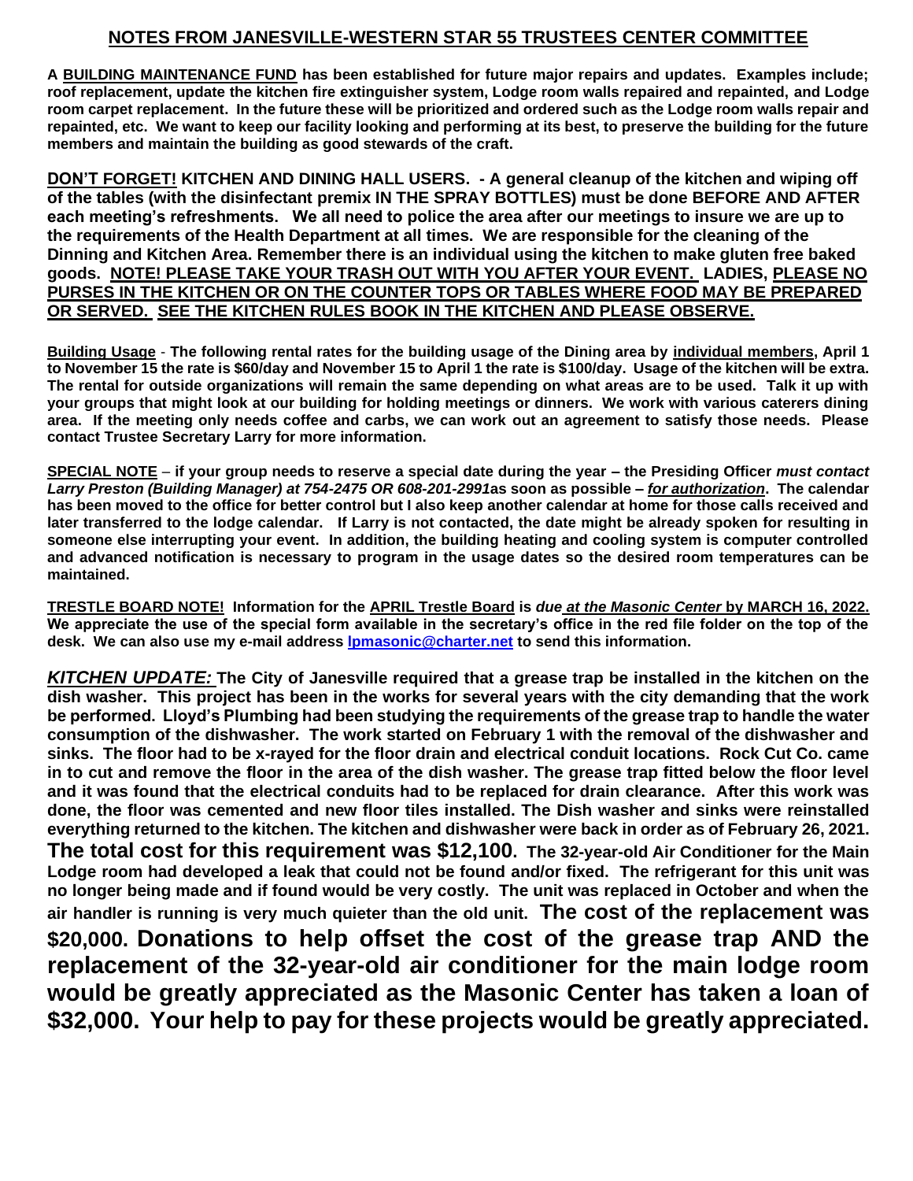## NOTES FROM JANESVILLE-WESTERN STAR 55 TRUSTEES CENTER COMMITTEE

**A BUILDING MAINTENANCE FUND has been established for future major repairs and updates. Examples include; roof replacement, update the kitchen fire extinguisher system, Lodge room walls repaired and repainted, and Lodge room carpet replacement. In the future these will be prioritized and ordered such as the Lodge room walls repair and repainted, etc. We want to keep our facility looking and performing at its best, to preserve the building for the future members and maintain the building as good stewards of the craft.**

**DON'T FORGET! KITCHEN AND DINING HALL USERS. - A general cleanup of the kitchen and wiping off of the tables (with the disinfectant premix IN THE SPRAY BOTTLES) must be done BEFORE AND AFTER each meeting's refreshments. We all need to police the area after our meetings to insure we are up to the requirements of the Health Department at all times. We are responsible for the cleaning of the Dinning and Kitchen Area. Remember there is an individual using the kitchen to make gluten free baked goods. NOTE! PLEASE TAKE YOUR TRASH OUT WITH YOU AFTER YOUR EVENT. LADIES, PLEASE NO PURSES IN THE KITCHEN OR ON THE COUNTER TOPS OR TABLES WHERE FOOD MAY BE PREPARED OR SERVED. SEE THE KITCHEN RULES BOOK IN THE KITCHEN AND PLEASE OBSERVE.**

**Building Usage - The following rental rates for the building usage of the Dining area by individual members, April 1 to November 15 the rate is $60/day and November 15 to April 1 the rate is $100/day. Usage of the kitchen will be extra. The rental for outside organizations will remain the same depending on what areas are to be used. Talk it up with your groups that might look at our building for holding meetings or dinners. We work with various caterers dining area. If the meeting only needs coffee and carbs, we can work out an agreement to satisfy those needs. Please contact Trustee Secretary Larry for more information.**

**SPECIAL NOTE – if your group needs to reserve a special date during the year – the Presiding Officer *must contact Larry Preston (Building Manager) at 754-2475 OR 608-201-2991*as soon as possible – *for authorization*. The calendar has been moved to the office for better control but I also keep another calendar at home for those calls received and later transferred to the lodge calendar. If Larry is not contacted, the date might be already spoken for resulting in someone else interrupting your event. In addition, the building heating and cooling system is computer controlled and advanced notification is necessary to program in the usage dates so the desired room temperatures can be maintained.**

**TRESTLE BOARD NOTE! Information for the APRIL Trestle Board is *due at the Masonic Center* by MARCH 16, 2022. We appreciate the use of the special form available in the secretary's office in the red file folder on the top of the desk. We can also use my e-mail address lpmasonic@charter.net to send this information.**

***KITCHEN UPDATE:*** **The City of Janesville required that a grease trap be installed in the kitchen on the dish washer. This project has been in the works for several years with the city demanding that the work be performed. Lloyd's Plumbing had been studying the requirements of the grease trap to handle the water consumption of the dishwasher. The work started on February 1 with the removal of the dishwasher and sinks. The floor had to be x-rayed for the floor drain and electrical conduit locations. Rock Cut Co. came in to cut and remove the floor in the area of the dish washer. The grease trap fitted below the floor level and it was found that the electrical conduits had to be replaced for drain clearance. After this work was done, the floor was cemented and new floor tiles installed. The Dish washer and sinks were reinstalled everything returned to the kitchen. The kitchen and dishwasher were back in order as of February 26, 2021. The total cost for this requirement was $12,100. The 32-year-old Air Conditioner for the Main Lodge room had developed a leak that could not be found and/or fixed. The refrigerant for this unit was no longer being made and if found would be very costly. The unit was replaced in October and when the air handler is running is very much quieter than the old unit. The cost of the replacement was $20,000. Donations to help offset the cost of the grease trap AND the replacement of the 32-year-old air conditioner for the main lodge room would be greatly appreciated as the Masonic Center has taken a loan of $32,000. Your help to pay for these projects would be greatly appreciated.**